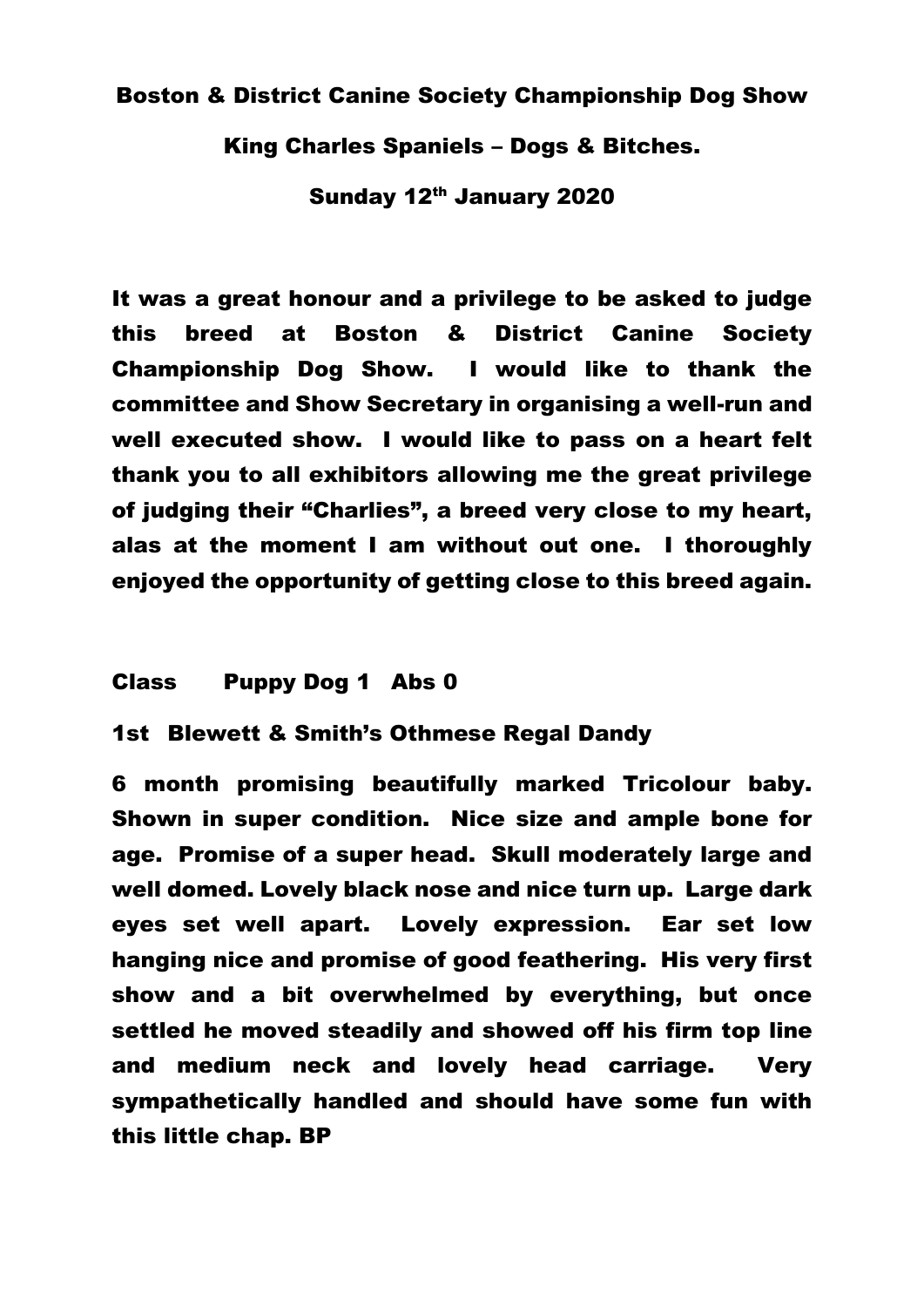# Boston & District Canine Society Championship Dog Show

## King Charles Spaniels – Dogs & Bitches.

### Sunday 12th January 2020

It was a great honour and a privilege to be asked to judge this breed at Boston & District Canine Society Championship Dog Show. I would like to thank the committee and Show Secretary in organising a well-run and well executed show. I would like to pass on a heart felt thank you to all exhibitors allowing me the great privilege of judging their "Charlies", a breed very close to my heart, alas at the moment I am without out one. I thoroughly enjoyed the opportunity of getting close to this breed again.

**Class Puppy Dog 1 Abs 0**

**1st Blewett & Smith's Othmese Regal Dandy**

6 month promising beautifully marked Tricolour baby. Shown in super condition. Nice size and ample bone for age. Promise of a super head. Skull moderately large and well domed. Lovely black nose and nice turn up. Large dark eyes set well apart. Lovely expression. Ear set low hanging nice and promise of good feathering. His very first show and a bit overwhelmed by everything, but once settled he moved steadily and showed off his firm top line and medium neck and lovely head carriage. Very sympathetically handled and should have some fun with this little chap. BP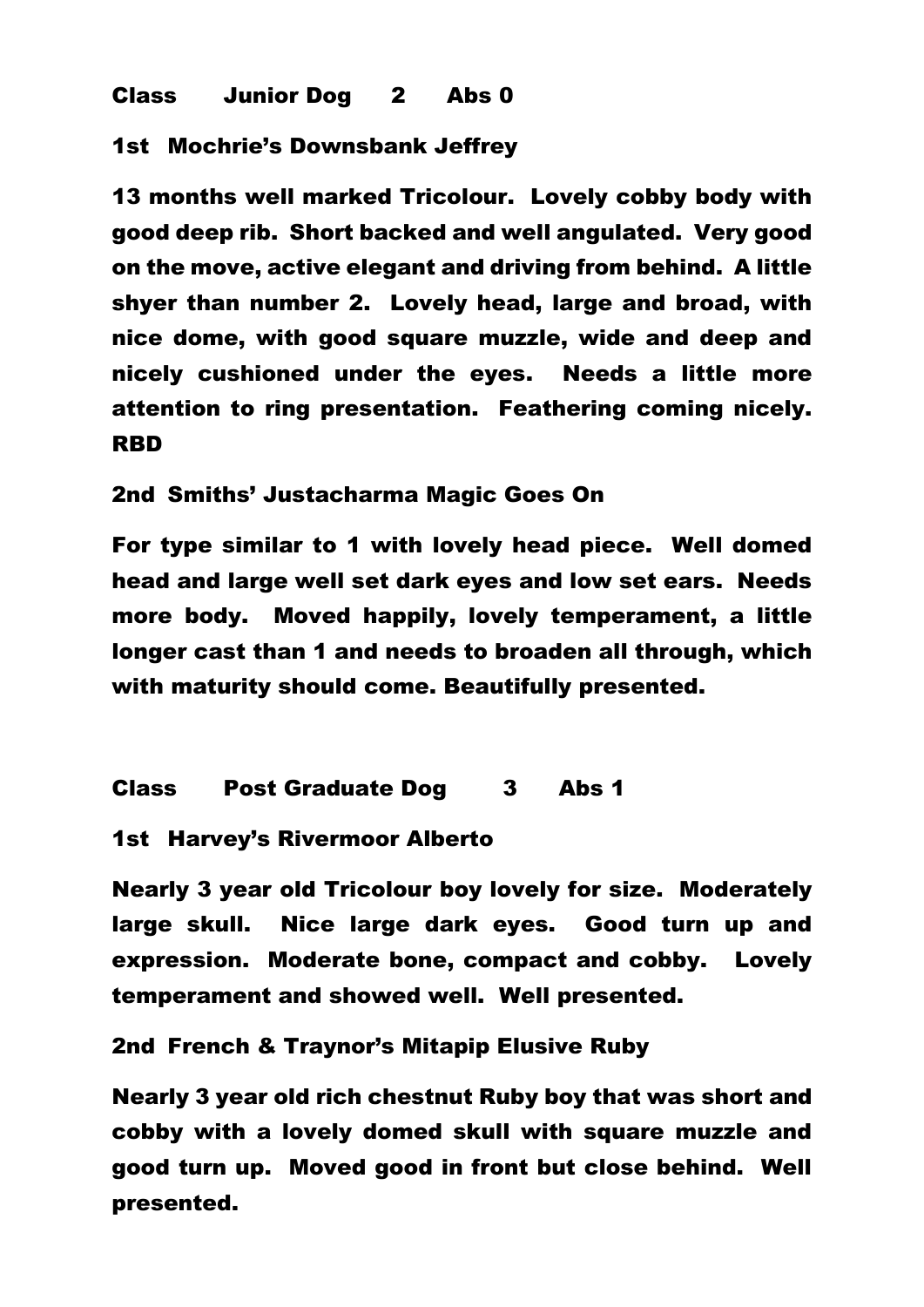**Class Junior Dog 2 Abs 0**

**1st Mochrie's Downsbank Jeffrey**

**13 months well marked Tricolour. Lovely cobby body with good deep rib. Short backed and well angulated. Very good on the move, active elegant and driving from behind. A little shyer than number 2. Lovely head, large and broad, with nice dome, with good square muzzle, wide and deep and nicely cushioned under the eyes. Needs a little more attention to ring presentation. Feathering coming nicely. RBD**

**2nd Smiths' Justacharma Magic Goes On**

**For type similar to 1 with lovely head piece. Well domed head and large well set dark eyes and low set ears. Needs more body. Moved happily, lovely temperament, a little longer cast than 1 and needs to broaden all through, which with maturity should come. Beautifully presented.**

**Class Post Graduate Dog 3 Abs 1**

**1st Harvey's Rivermoor Alberto**

**Nearly 3 year old Tricolour boy lovely for size. Moderately large skull. Nice large dark eyes. Good turn up and expression. Moderate bone, compact and cobby. Lovely temperament and showed well. Well presented.**

**2nd French & Traynor's Mitapip Elusive Ruby**

**Nearly 3 year old rich chestnut Ruby boy that was short and cobby with a lovely domed skull with square muzzle and good turn up. Moved good in front but close behind. Well presented.**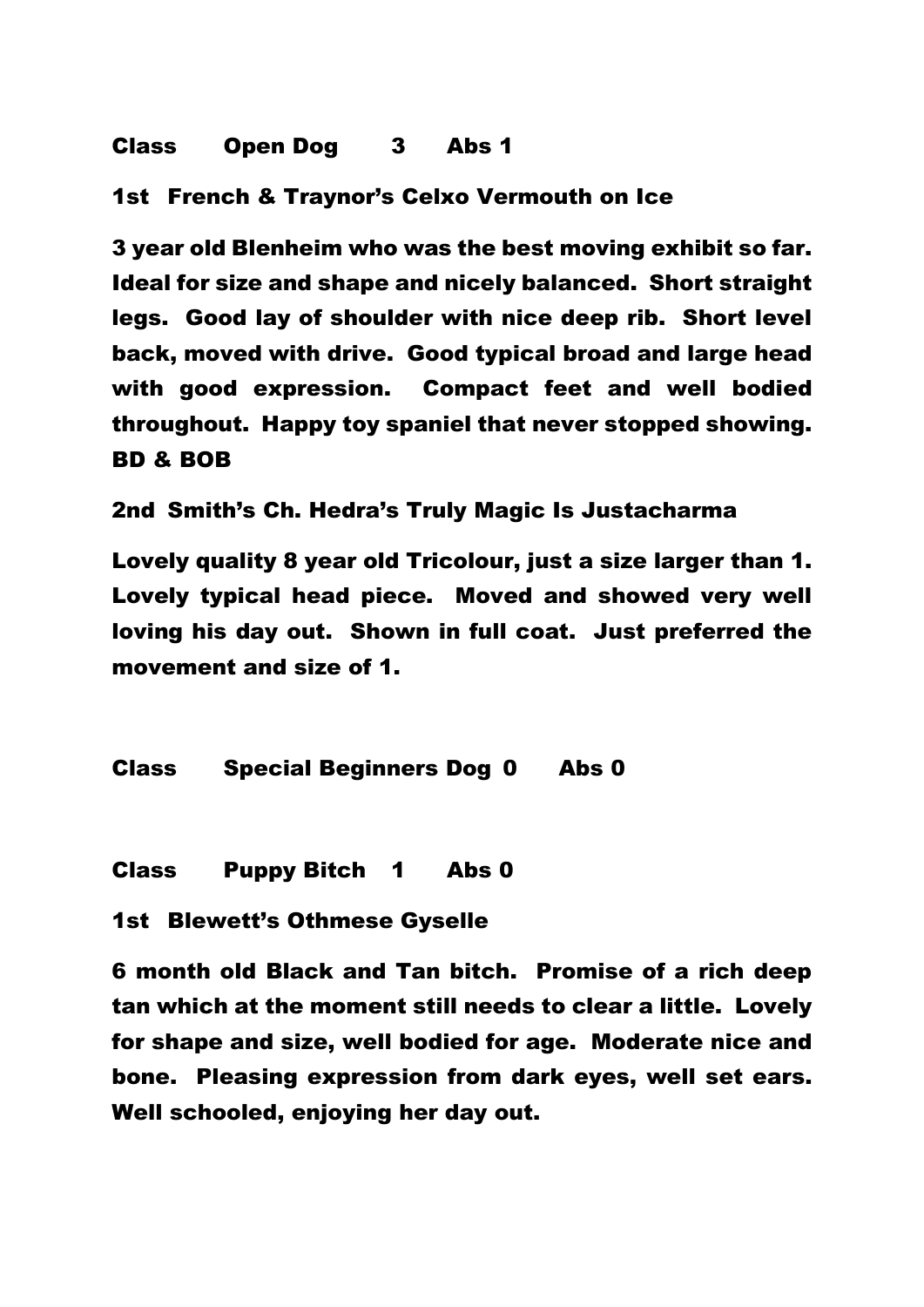**Class Open Dog 3 Abs 1**

**1st French & Traynor's Celxo Vermouth on Ice**

**3 year old Blenheim who was the best moving exhibit so far. Ideal for size and shape and nicely balanced. Short straight legs. Good lay of shoulder with nice deep rib. Short level back, moved with drive. Good typical broad and large head with good expression. Compact feet and well bodied throughout. Happy toy spaniel that never stopped showing. BD & BOB**

**2nd Smith's Ch. Hedra's Truly Magic Is Justacharma**

**Lovely quality 8 year old Tricolour, just a size larger than 1. Lovely typical head piece. Moved and showed very well loving his day out. Shown in full coat. Just preferred the movement and size of 1.**

**Class Special Beginners Dog 0 Abs 0**

**Class Puppy Bitch 1 Abs 0**

**1st Blewett's Othmese Gyselle**

**6 month old Black and Tan bitch. Promise of a rich deep tan which at the moment still needs to clear a little. Lovely for shape and size, well bodied for age. Moderate nice and bone. Pleasing expression from dark eyes, well set ears. Well schooled, enjoying her day out.**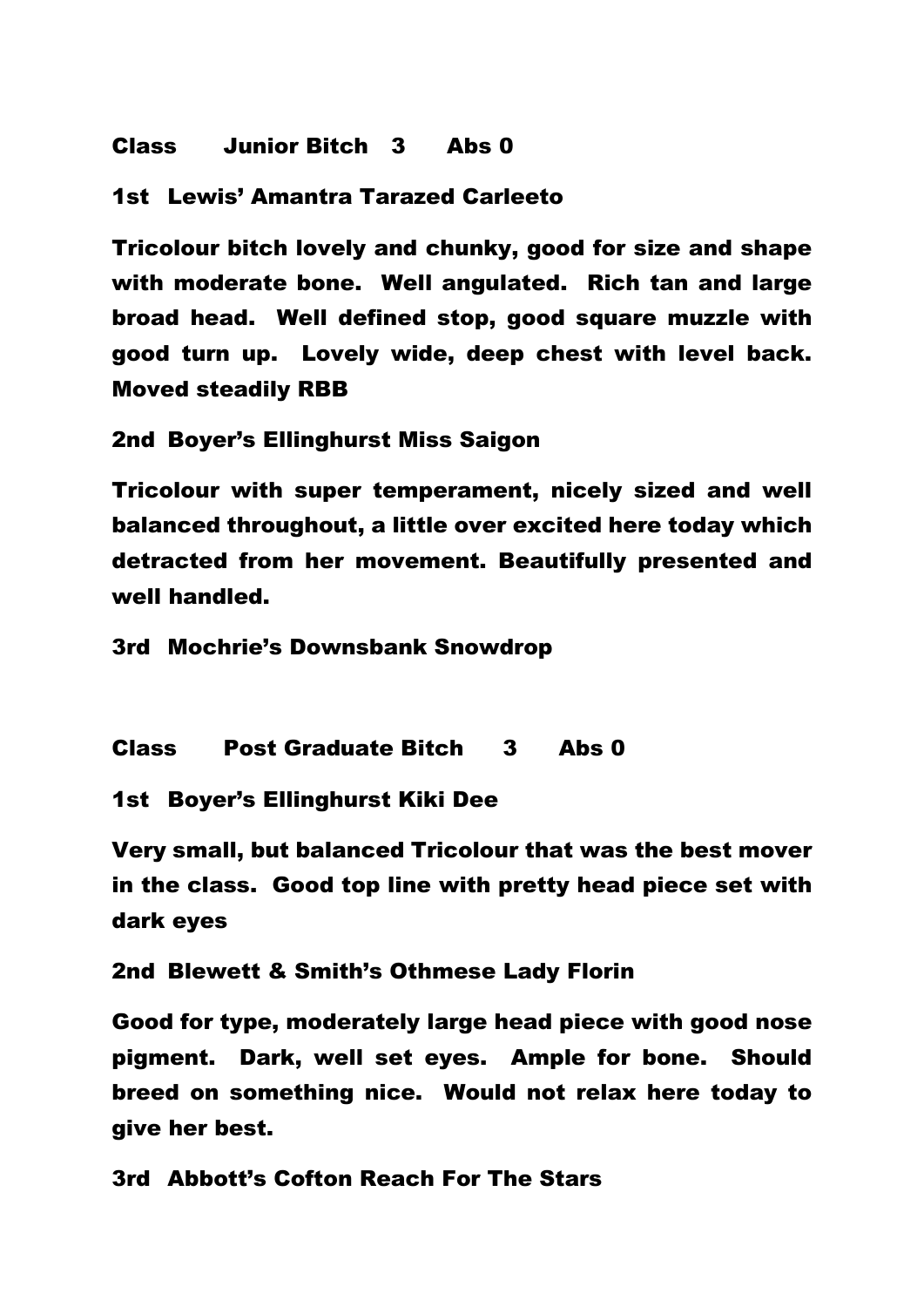**Class Junior Bitch 3 Abs 0**

**1st Lewis' Amantra Tarazed Carleeto**

**Tricolour bitch lovely and chunky, good for size and shape with moderate bone. Well angulated. Rich tan and large broad head. Well defined stop, good square muzzle with good turn up. Lovely wide, deep chest with level back. Moved steadily RBB**

**2nd Boyer's Ellinghurst Miss Saigon**

**Tricolour with super temperament, nicely sized and well balanced throughout, a little over excited here today which detracted from her movement. Beautifully presented and well handled.**

**3rd Mochrie's Downsbank Snowdrop**

**Class Post Graduate Bitch 3 Abs 0**

**1st Boyer's Ellinghurst Kiki Dee**

**Very small, but balanced Tricolour that was the best mover in the class. Good top line with pretty head piece set with dark eyes**

**2nd Blewett & Smith's Othmese Lady Florin**

**Good for type, moderately large head piece with good nose pigment. Dark, well set eyes. Ample for bone. Should breed on something nice. Would not relax here today to give her best.**

**3rd Abbott's Cofton Reach For The Stars**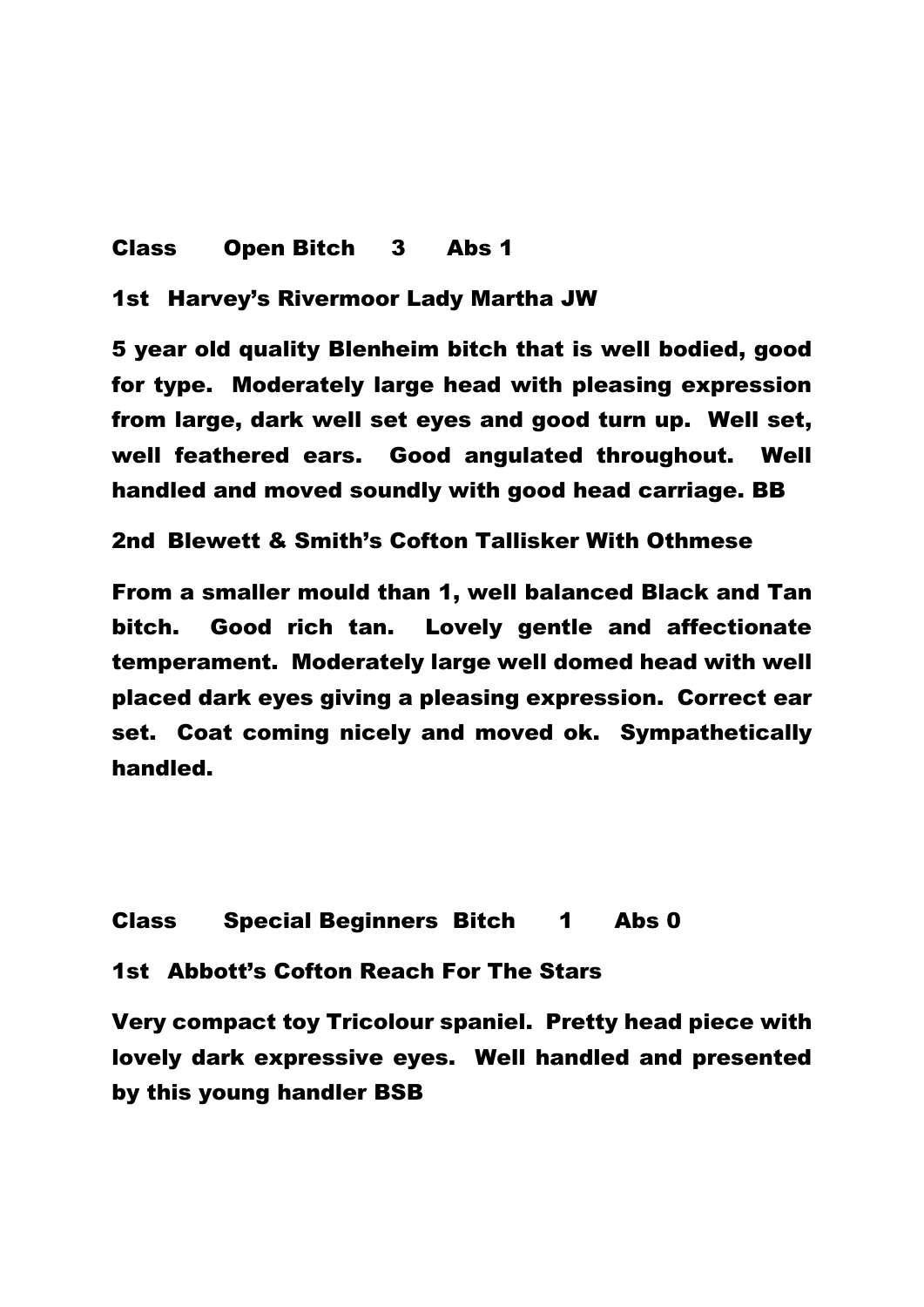**Class Open Bitch 3 Abs 1**

**1st Harvey's Rivermoor Lady Martha JW**

**5 year old quality Blenheim bitch that is well bodied, good for type. Moderately large head with pleasing expression from large, dark well set eyes and good turn up. Well set, well feathered ears. Good angulated throughout. Well handled and moved soundly with good head carriage. BB**

**2nd Blewett & Smith's Cofton Tallisker With Othmese**

**From a smaller mould than 1, well balanced Black and Tan bitch. Good rich tan. Lovely gentle and affectionate temperament. Moderately large well domed head with well placed dark eyes giving a pleasing expression. Correct ear set. Coat coming nicely and moved ok. Sympathetically handled.**

**Class Special Beginners Bitch 1 Abs 0**

**1st Abbott's Cofton Reach For The Stars**

**Very compact toy Tricolour spaniel. Pretty head piece with lovely dark expressive eyes. Well handled and presented by this young handler BSB**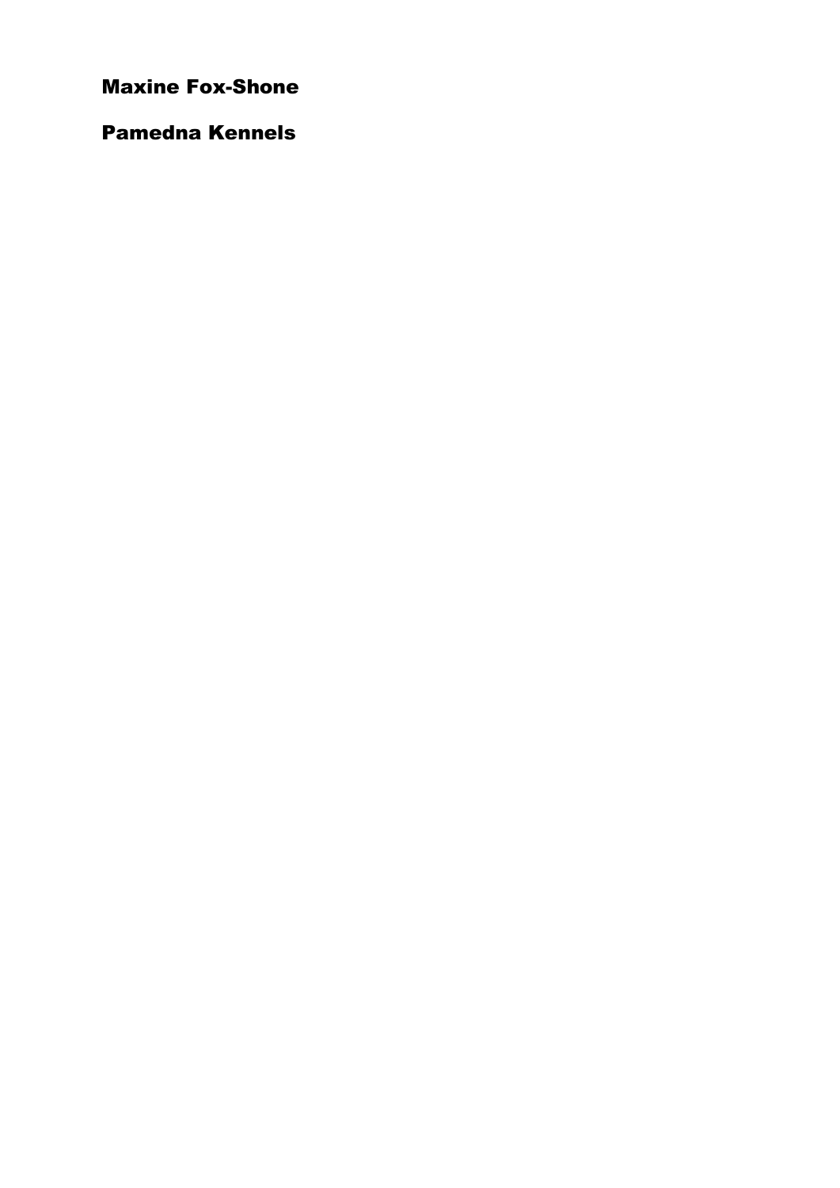## Maxine Fox-Shone

## Pamedna Kennels